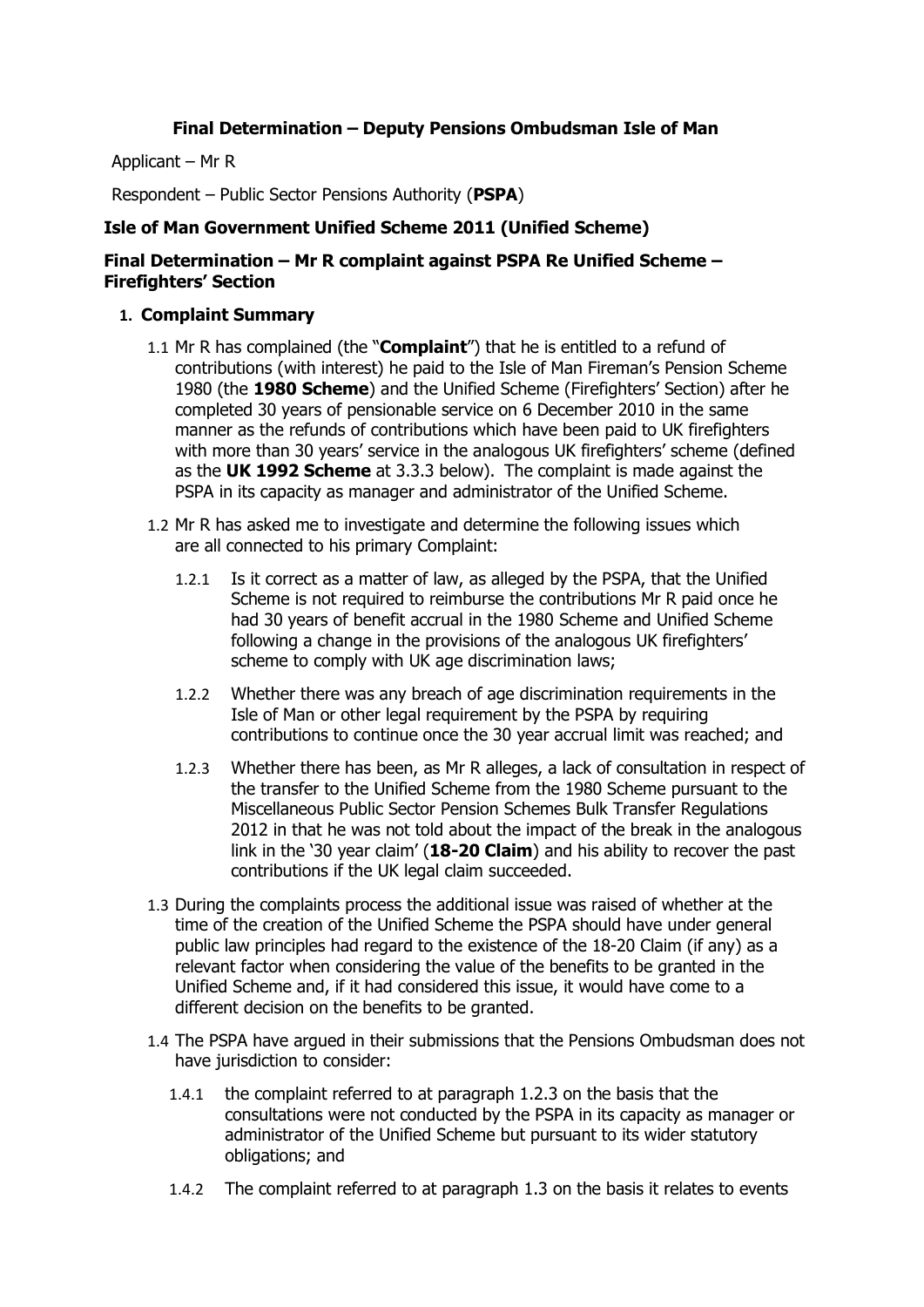**Final Determination – Deputy Pensions Ombudsman Isle of Man**

Applicant – Mr R

Respondent – Public Sector Pensions Authority (**PSPA**)

**Isle of Man Government Unified Scheme 2011 (Unified Scheme)**

**Final Determination – Mr R complaint against PSPA Re Unified Scheme – Firefighters' Section**

1. **Complaint Summary**

   1.1 Mr R has complained (the "**Complaint**") that he is entitled to a refund of contributions (with interest) he paid to the Isle of Man Fireman's Pension Scheme 1980 (the **1980 Scheme**) and the Unified Scheme (Firefighters' Section) after he completed 30 years of pensionable service on 6 December 2010 in the same manner as the refunds of contributions which have been paid to UK firefighters with more than 30 years' service in the analogous UK firefighters' scheme (defined as the **UK 1992 Scheme** at 3.3.3 below). The complaint is made against the PSPA in its capacity as manager and administrator of the Unified Scheme.

   1.2 Mr R has asked me to investigate and determine the following issues which are all connected to his primary Complaint:

      1.2.1 Is it correct as a matter of law, as alleged by the PSPA, that the Unified Scheme is not required to reimburse the contributions Mr R paid once he had 30 years of benefit accrual in the 1980 Scheme and Unified Scheme following a change in the provisions of the analogous UK firefighters' scheme to comply with UK age discrimination laws;

      1.2.2 Whether there was any breach of age discrimination requirements in the Isle of Man or other legal requirement by the PSPA by requiring contributions to continue once the 30 year accrual limit was reached; and

      1.2.3 Whether there has been, as Mr R alleges, a lack of consultation in respect of the transfer to the Unified Scheme from the 1980 Scheme pursuant to the Miscellaneous Public Sector Pension Schemes Bulk Transfer Regulations 2012 in that he was not told about the impact of the break in the analogous link in the '30 year claim' (**18-20 Claim**) and his ability to recover the past contributions if the UK legal claim succeeded.

   1.3 During the complaints process the additional issue was raised of whether at the time of the creation of the Unified Scheme the PSPA should have under general public law principles had regard to the existence of the 18-20 Claim (if any) as a relevant factor when considering the value of the benefits to be granted in the Unified Scheme and, if it had considered this issue, it would have come to a different decision on the benefits to be granted.

   1.4 The PSPA have argued in their submissions that the Pensions Ombudsman does not have jurisdiction to consider:

      1.4.1 the complaint referred to at paragraph 1.2.3 on the basis that the consultations were not conducted by the PSPA in its capacity as manager or administrator of the Unified Scheme but pursuant to its wider statutory obligations; and

      1.4.2 The complaint referred to at paragraph 1.3 on the basis it relates to events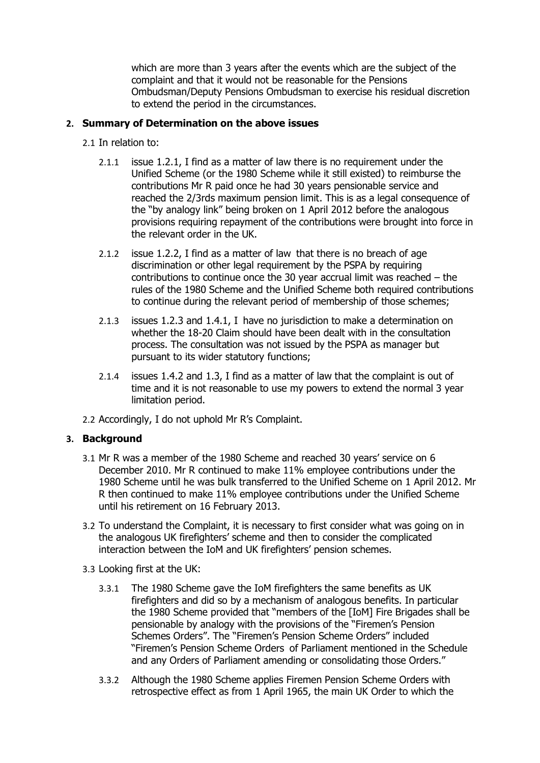which are more than 3 years after the events which are the subject of the complaint and that it would not be reasonable for the Pensions Ombudsman/Deputy Pensions Ombudsman to exercise his residual discretion to extend the period in the circumstances.

## 2. Summary of Determination on the above issues

2.1 In relation to:

2.1.1 issue 1.2.1, I find as a matter of law there is no requirement under the Unified Scheme (or the 1980 Scheme while it still existed) to reimburse the contributions Mr R paid once he had 30 years pensionable service and reached the 2/3rds maximum pension limit. This is as a legal consequence of the "by analogy link" being broken on 1 April 2012 before the analogous provisions requiring repayment of the contributions were brought into force in the relevant order in the UK.

2.1.2 issue 1.2.2, I find as a matter of law that there is no breach of age discrimination or other legal requirement by the PSPA by requiring contributions to continue once the 30 year accrual limit was reached – the rules of the 1980 Scheme and the Unified Scheme both required contributions to continue during the relevant period of membership of those schemes;

2.1.3 issues 1.2.3 and 1.4.1, I have no jurisdiction to make a determination on whether the 18-20 Claim should have been dealt with in the consultation process. The consultation was not issued by the PSPA as manager but pursuant to its wider statutory functions;

2.1.4 issues 1.4.2 and 1.3, I find as a matter of law that the complaint is out of time and it is not reasonable to use my powers to extend the normal 3 year limitation period.

2.2 Accordingly, I do not uphold Mr R's Complaint.

## 3. Background

3.1 Mr R was a member of the 1980 Scheme and reached 30 years' service on 6 December 2010. Mr R continued to make 11% employee contributions under the 1980 Scheme until he was bulk transferred to the Unified Scheme on 1 April 2012. Mr R then continued to make 11% employee contributions under the Unified Scheme until his retirement on 16 February 2013.

3.2 To understand the Complaint, it is necessary to first consider what was going on in the analogous UK firefighters' scheme and then to consider the complicated interaction between the IoM and UK firefighters' pension schemes.

3.3 Looking first at the UK:

3.3.1 The 1980 Scheme gave the IoM firefighters the same benefits as UK firefighters and did so by a mechanism of analogous benefits. In particular the 1980 Scheme provided that "members of the [IoM] Fire Brigades shall be pensionable by analogy with the provisions of the "Firemen's Pension Schemes Orders". The "Firemen's Pension Scheme Orders" included "Firemen's Pension Scheme Orders of Parliament mentioned in the Schedule and any Orders of Parliament amending or consolidating those Orders."

3.3.2 Although the 1980 Scheme applies Firemen Pension Scheme Orders with retrospective effect as from 1 April 1965, the main UK Order to which the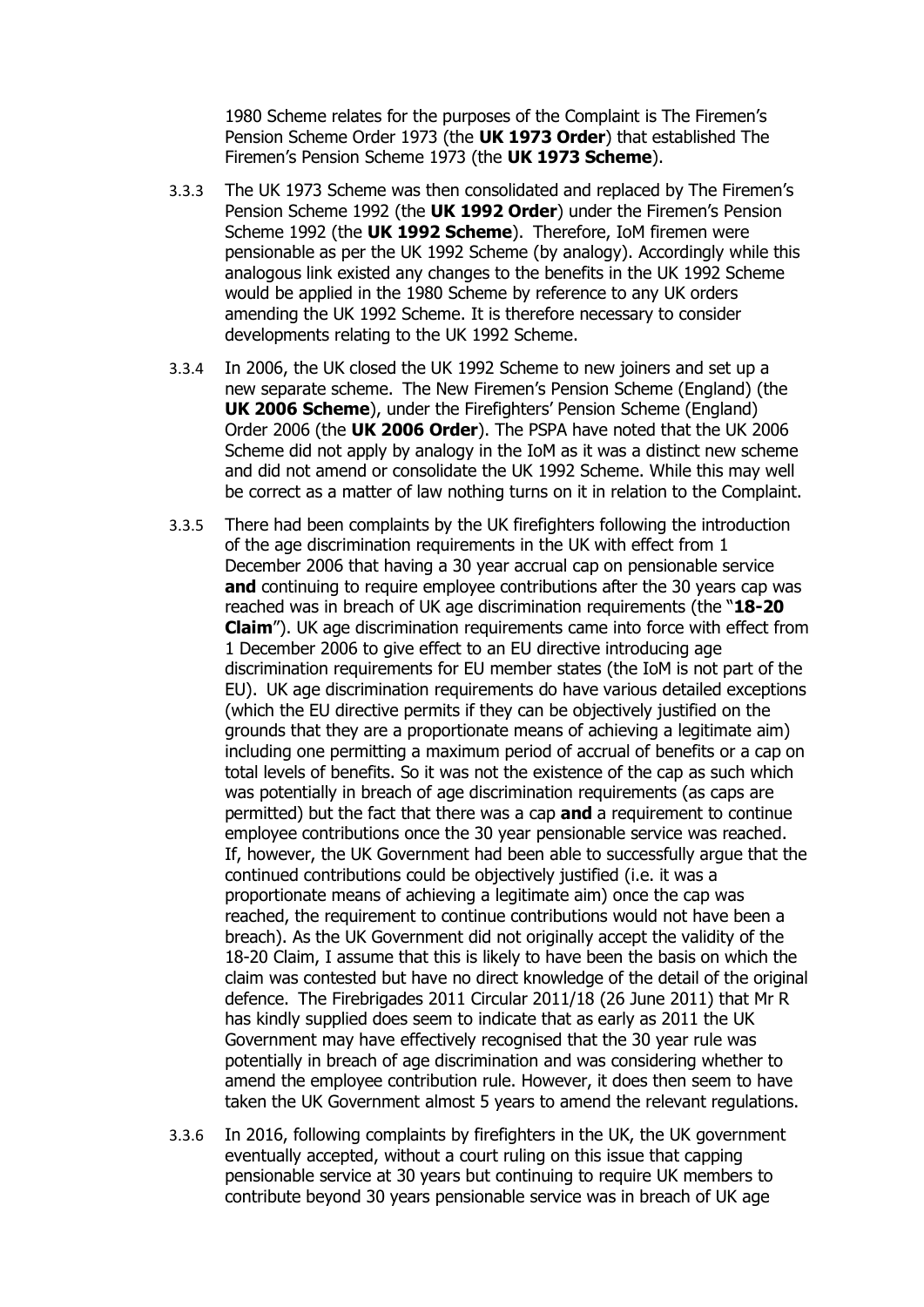1980 Scheme relates for the purposes of the Complaint is The Firemen's Pension Scheme Order 1973 (the **UK 1973 Order**) that established The Firemen's Pension Scheme 1973 (the **UK 1973 Scheme**).

3.3.3 The UK 1973 Scheme was then consolidated and replaced by The Firemen's Pension Scheme 1992 (the **UK 1992 Order**) under the Firemen's Pension Scheme 1992 (the **UK 1992 Scheme**). Therefore, IoM firemen were pensionable as per the UK 1992 Scheme (by analogy). Accordingly while this analogous link existed any changes to the benefits in the UK 1992 Scheme would be applied in the 1980 Scheme by reference to any UK orders amending the UK 1992 Scheme. It is therefore necessary to consider developments relating to the UK 1992 Scheme.

3.3.4 In 2006, the UK closed the UK 1992 Scheme to new joiners and set up a new separate scheme. The New Firemen's Pension Scheme (England) (the **UK 2006 Scheme**), under the Firefighters' Pension Scheme (England) Order 2006 (the **UK 2006 Order**). The PSPA have noted that the UK 2006 Scheme did not apply by analogy in the IoM as it was a distinct new scheme and did not amend or consolidate the UK 1992 Scheme. While this may well be correct as a matter of law nothing turns on it in relation to the Complaint.

3.3.5 There had been complaints by the UK firefighters following the introduction of the age discrimination requirements in the UK with effect from 1 December 2006 that having a 30 year accrual cap on pensionable service **and** continuing to require employee contributions after the 30 years cap was reached was in breach of UK age discrimination requirements (the "**18-20 Claim**"). UK age discrimination requirements came into force with effect from 1 December 2006 to give effect to an EU directive introducing age discrimination requirements for EU member states (the IoM is not part of the EU). UK age discrimination requirements do have various detailed exceptions (which the EU directive permits if they can be objectively justified on the grounds that they are a proportionate means of achieving a legitimate aim) including one permitting a maximum period of accrual of benefits or a cap on total levels of benefits. So it was not the existence of the cap as such which was potentially in breach of age discrimination requirements (as caps are permitted) but the fact that there was a cap **and** a requirement to continue employee contributions once the 30 year pensionable service was reached. If, however, the UK Government had been able to successfully argue that the continued contributions could be objectively justified (i.e. it was a proportionate means of achieving a legitimate aim) once the cap was reached, the requirement to continue contributions would not have been a breach). As the UK Government did not originally accept the validity of the 18-20 Claim, I assume that this is likely to have been the basis on which the claim was contested but have no direct knowledge of the detail of the original defence. The Firebrigades 2011 Circular 2011/18 (26 June 2011) that Mr R has kindly supplied does seem to indicate that as early as 2011 the UK Government may have effectively recognised that the 30 year rule was potentially in breach of age discrimination and was considering whether to amend the employee contribution rule. However, it does then seem to have taken the UK Government almost 5 years to amend the relevant regulations.

3.3.6 In 2016, following complaints by firefighters in the UK, the UK government eventually accepted, without a court ruling on this issue that capping pensionable service at 30 years but continuing to require UK members to contribute beyond 30 years pensionable service was in breach of UK age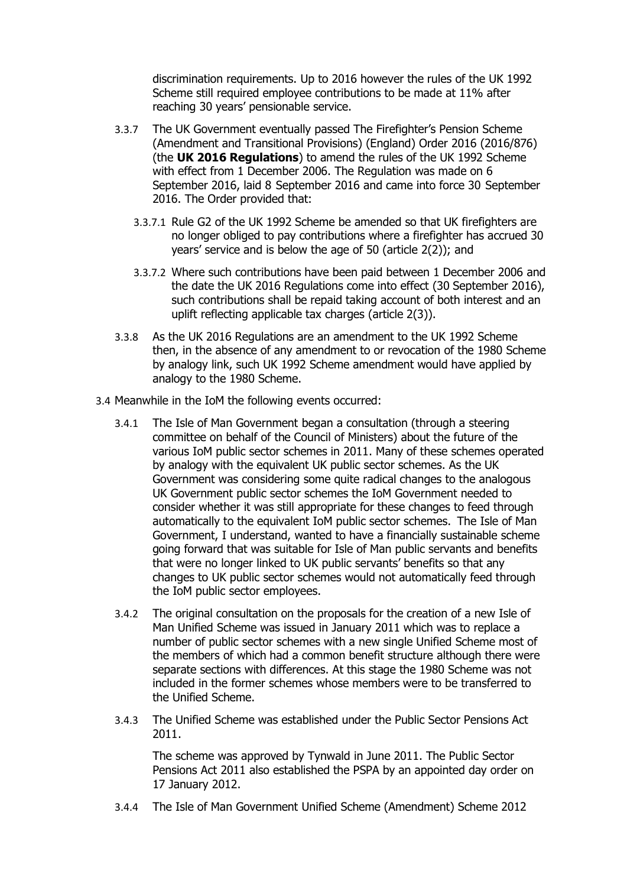discrimination requirements. Up to 2016 however the rules of the UK 1992 Scheme still required employee contributions to be made at 11% after reaching 30 years' pensionable service.

3.3.7 The UK Government eventually passed The Firefighter's Pension Scheme (Amendment and Transitional Provisions) (England) Order 2016 (2016/876) (the **UK 2016 Regulations**) to amend the rules of the UK 1992 Scheme with effect from 1 December 2006. The Regulation was made on 6 September 2016, laid 8 September 2016 and came into force 30 September 2016. The Order provided that:

3.3.7.1 Rule G2 of the UK 1992 Scheme be amended so that UK firefighters are no longer obliged to pay contributions where a firefighter has accrued 30 years' service and is below the age of 50 (article 2(2)); and

3.3.7.2 Where such contributions have been paid between 1 December 2006 and the date the UK 2016 Regulations come into effect (30 September 2016), such contributions shall be repaid taking account of both interest and an uplift reflecting applicable tax charges (article 2(3)).

3.3.8 As the UK 2016 Regulations are an amendment to the UK 1992 Scheme then, in the absence of any amendment to or revocation of the 1980 Scheme by analogy link, such UK 1992 Scheme amendment would have applied by analogy to the 1980 Scheme.

3.4 Meanwhile in the IoM the following events occurred:

3.4.1 The Isle of Man Government began a consultation (through a steering committee on behalf of the Council of Ministers) about the future of the various IoM public sector schemes in 2011. Many of these schemes operated by analogy with the equivalent UK public sector schemes. As the UK Government was considering some quite radical changes to the analogous UK Government public sector schemes the IoM Government needed to consider whether it was still appropriate for these changes to feed through automatically to the equivalent IoM public sector schemes. The Isle of Man Government, I understand, wanted to have a financially sustainable scheme going forward that was suitable for Isle of Man public servants and benefits that were no longer linked to UK public servants' benefits so that any changes to UK public sector schemes would not automatically feed through the IoM public sector employees.

3.4.2 The original consultation on the proposals for the creation of a new Isle of Man Unified Scheme was issued in January 2011 which was to replace a number of public sector schemes with a new single Unified Scheme most of the members of which had a common benefit structure although there were separate sections with differences. At this stage the 1980 Scheme was not included in the former schemes whose members were to be transferred to the Unified Scheme.

3.4.3 The Unified Scheme was established under the Public Sector Pensions Act 2011.

The scheme was approved by Tynwald in June 2011. The Public Sector Pensions Act 2011 also established the PSPA by an appointed day order on 17 January 2012.

3.4.4 The Isle of Man Government Unified Scheme (Amendment) Scheme 2012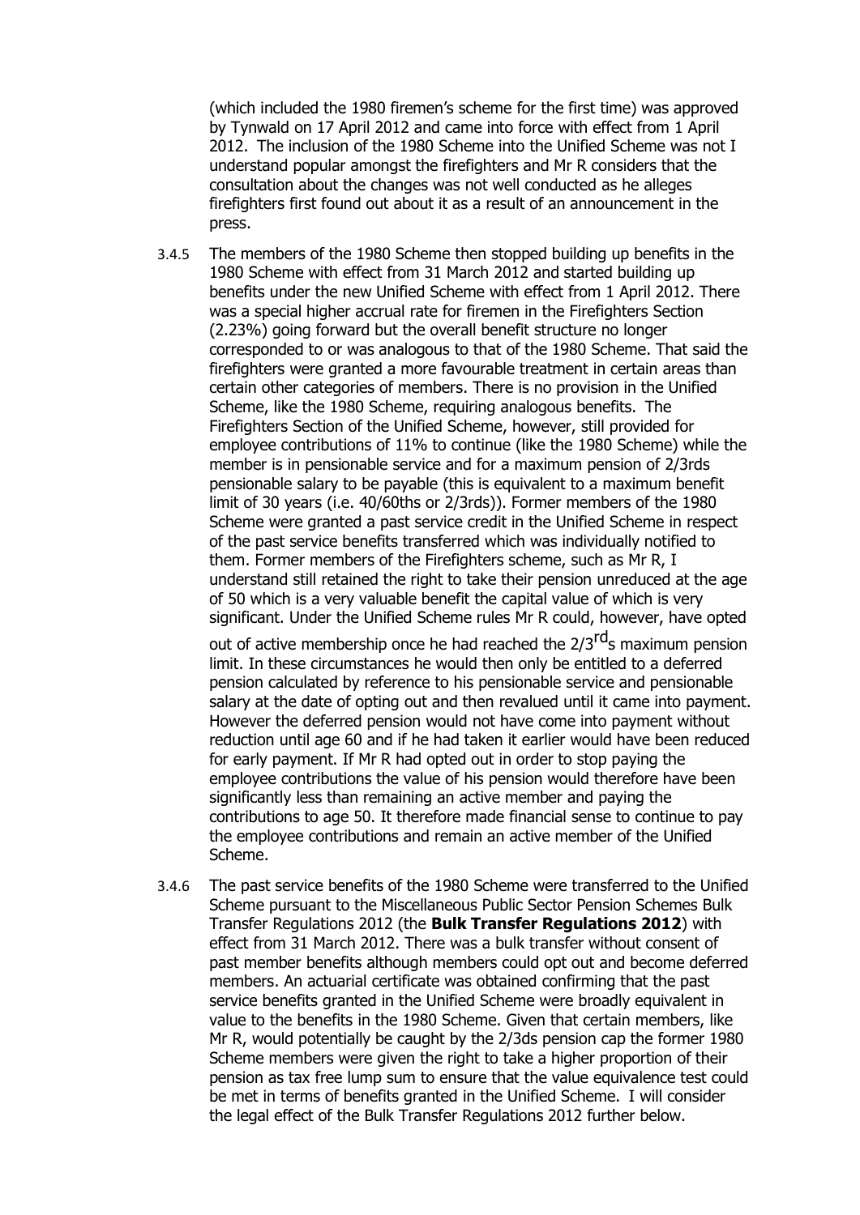(which included the 1980 firemen's scheme for the first time) was approved by Tynwald on 17 April 2012 and came into force with effect from 1 April 2012. The inclusion of the 1980 Scheme into the Unified Scheme was not I understand popular amongst the firefighters and Mr R considers that the consultation about the changes was not well conducted as he alleges firefighters first found out about it as a result of an announcement in the press.

3.4.5 The members of the 1980 Scheme then stopped building up benefits in the 1980 Scheme with effect from 31 March 2012 and started building up benefits under the new Unified Scheme with effect from 1 April 2012. There was a special higher accrual rate for firemen in the Firefighters Section (2.23%) going forward but the overall benefit structure no longer corresponded to or was analogous to that of the 1980 Scheme. That said the firefighters were granted a more favourable treatment in certain areas than certain other categories of members. There is no provision in the Unified Scheme, like the 1980 Scheme, requiring analogous benefits. The Firefighters Section of the Unified Scheme, however, still provided for employee contributions of 11% to continue (like the 1980 Scheme) while the member is in pensionable service and for a maximum pension of 2/3rds pensionable salary to be payable (this is equivalent to a maximum benefit limit of 30 years (i.e. 40/60ths or 2/3rds)). Former members of the 1980 Scheme were granted a past service credit in the Unified Scheme in respect of the past service benefits transferred which was individually notified to them. Former members of the Firefighters scheme, such as Mr R, I understand still retained the right to take their pension unreduced at the age of 50 which is a very valuable benefit the capital value of which is very significant. Under the Unified Scheme rules Mr R could, however, have opted out of active membership once he had reached the 2/3rds maximum pension limit. In these circumstances he would then only be entitled to a deferred pension calculated by reference to his pensionable service and pensionable salary at the date of opting out and then revalued until it came into payment. However the deferred pension would not have come into payment without reduction until age 60 and if he had taken it earlier would have been reduced for early payment. If Mr R had opted out in order to stop paying the employee contributions the value of his pension would therefore have been significantly less than remaining an active member and paying the contributions to age 50. It therefore made financial sense to continue to pay the employee contributions and remain an active member of the Unified Scheme.

3.4.6 The past service benefits of the 1980 Scheme were transferred to the Unified Scheme pursuant to the Miscellaneous Public Sector Pension Schemes Bulk Transfer Regulations 2012 (the **Bulk Transfer Regulations 2012**) with effect from 31 March 2012. There was a bulk transfer without consent of past member benefits although members could opt out and become deferred members. An actuarial certificate was obtained confirming that the past service benefits granted in the Unified Scheme were broadly equivalent in value to the benefits in the 1980 Scheme. Given that certain members, like Mr R, would potentially be caught by the 2/3ds pension cap the former 1980 Scheme members were given the right to take a higher proportion of their pension as tax free lump sum to ensure that the value equivalence test could be met in terms of benefits granted in the Unified Scheme. I will consider the legal effect of the Bulk Transfer Regulations 2012 further below.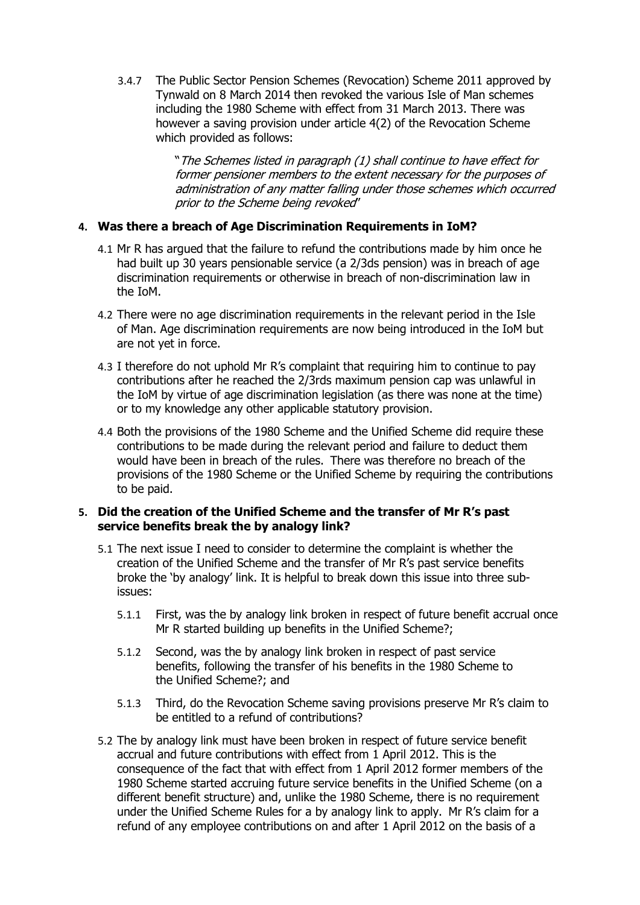3.4.7 The Public Sector Pension Schemes (Revocation) Scheme 2011 approved by Tynwald on 8 March 2014 then revoked the various Isle of Man schemes including the 1980 Scheme with effect from 31 March 2013. There was however a saving provision under article 4(2) of the Revocation Scheme which provided as follows:

> "*The Schemes listed in paragraph (1) shall continue to have effect for former pensioner members to the extent necessary for the purposes of administration of any matter falling under those schemes which occurred prior to the Scheme being revoked*"

## 4. Was there a breach of Age Discrimination Requirements in IoM?

4.1 Mr R has argued that the failure to refund the contributions made by him once he had built up 30 years pensionable service (a 2/3ds pension) was in breach of age discrimination requirements or otherwise in breach of non-discrimination law in the IoM.

4.2 There were no age discrimination requirements in the relevant period in the Isle of Man. Age discrimination requirements are now being introduced in the IoM but are not yet in force.

4.3 I therefore do not uphold Mr R's complaint that requiring him to continue to pay contributions after he reached the 2/3rds maximum pension cap was unlawful in the IoM by virtue of age discrimination legislation (as there was none at the time) or to my knowledge any other applicable statutory provision.

4.4 Both the provisions of the 1980 Scheme and the Unified Scheme did require these contributions to be made during the relevant period and failure to deduct them would have been in breach of the rules. There was therefore no breach of the provisions of the 1980 Scheme or the Unified Scheme by requiring the contributions to be paid.

## 5. Did the creation of the Unified Scheme and the transfer of Mr R's past service benefits break the by analogy link?

5.1 The next issue I need to consider to determine the complaint is whether the creation of the Unified Scheme and the transfer of Mr R's past service benefits broke the 'by analogy' link. It is helpful to break down this issue into three sub-issues:

5.1.1 First, was the by analogy link broken in respect of future benefit accrual once Mr R started building up benefits in the Unified Scheme?;

5.1.2 Second, was the by analogy link broken in respect of past service benefits, following the transfer of his benefits in the 1980 Scheme to the Unified Scheme?; and

5.1.3 Third, do the Revocation Scheme saving provisions preserve Mr R's claim to be entitled to a refund of contributions?

5.2 The by analogy link must have been broken in respect of future service benefit accrual and future contributions with effect from 1 April 2012. This is the consequence of the fact that with effect from 1 April 2012 former members of the 1980 Scheme started accruing future service benefits in the Unified Scheme (on a different benefit structure) and, unlike the 1980 Scheme, there is no requirement under the Unified Scheme Rules for a by analogy link to apply. Mr R's claim for a refund of any employee contributions on and after 1 April 2012 on the basis of a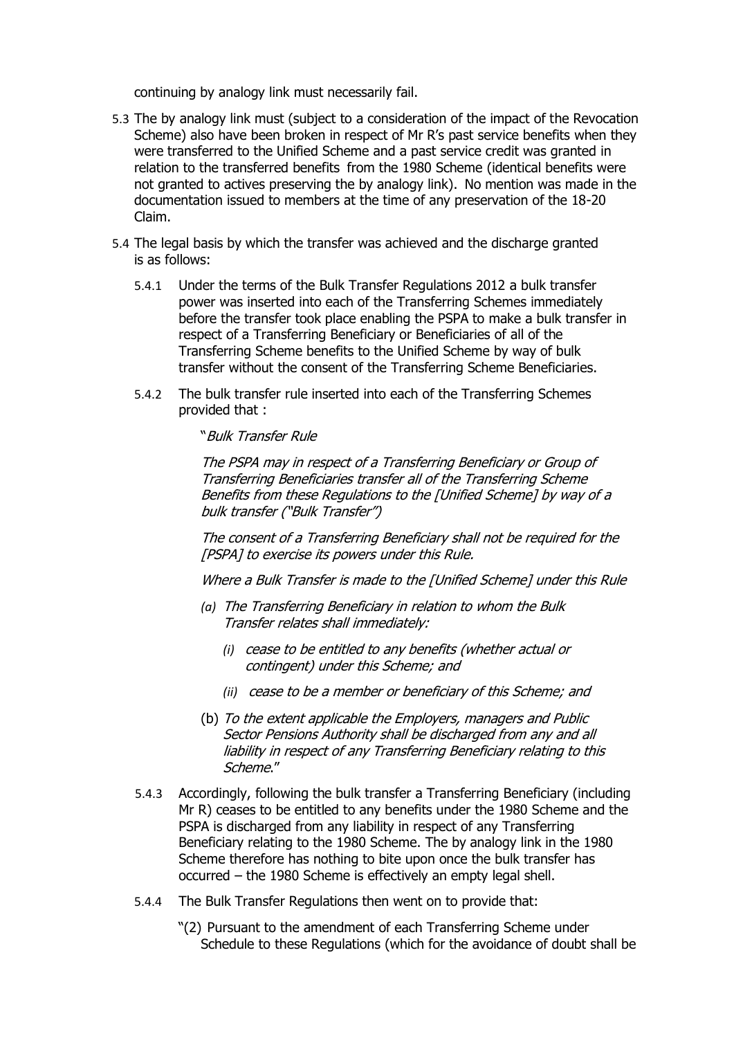continuing by analogy link must necessarily fail.

5.3 The by analogy link must (subject to a consideration of the impact of the Revocation Scheme) also have been broken in respect of Mr R's past service benefits when they were transferred to the Unified Scheme and a past service credit was granted in relation to the transferred benefits from the 1980 Scheme (identical benefits were not granted to actives preserving the by analogy link). No mention was made in the documentation issued to members at the time of any preservation of the 18-20 Claim.

5.4 The legal basis by which the transfer was achieved and the discharge granted is as follows:

5.4.1 Under the terms of the Bulk Transfer Regulations 2012 a bulk transfer power was inserted into each of the Transferring Schemes immediately before the transfer took place enabling the PSPA to make a bulk transfer in respect of a Transferring Beneficiary or Beneficiaries of all of the Transferring Scheme benefits to the Unified Scheme by way of bulk transfer without the consent of the Transferring Scheme Beneficiaries.

5.4.2 The bulk transfer rule inserted into each of the Transferring Schemes provided that :

"*Bulk Transfer Rule*

*The PSPA may in respect of a Transferring Beneficiary or Group of Transferring Beneficiaries transfer all of the Transferring Scheme Benefits from these Regulations to the [Unified Scheme] by way of a bulk transfer ("Bulk Transfer")*

*The consent of a Transferring Beneficiary shall not be required for the [PSPA] to exercise its powers under this Rule.*

*Where a Bulk Transfer is made to the [Unified Scheme] under this Rule*

(a) *The Transferring Beneficiary in relation to whom the Bulk Transfer relates shall immediately:*

   (i) *cease to be entitled to any benefits (whether actual or contingent) under this Scheme; and*

   (ii) *cease to be a member or beneficiary of this Scheme; and*

(b) *To the extent applicable the Employers, managers and Public Sector Pensions Authority shall be discharged from any and all liability in respect of any Transferring Beneficiary relating to this Scheme.*"

5.4.3 Accordingly, following the bulk transfer a Transferring Beneficiary (including Mr R) ceases to be entitled to any benefits under the 1980 Scheme and the PSPA is discharged from any liability in respect of any Transferring Beneficiary relating to the 1980 Scheme. The by analogy link in the 1980 Scheme therefore has nothing to bite upon once the bulk transfer has occurred – the 1980 Scheme is effectively an empty legal shell.

5.4.4 The Bulk Transfer Regulations then went on to provide that:

"(2) Pursuant to the amendment of each Transferring Scheme under Schedule to these Regulations (which for the avoidance of doubt shall be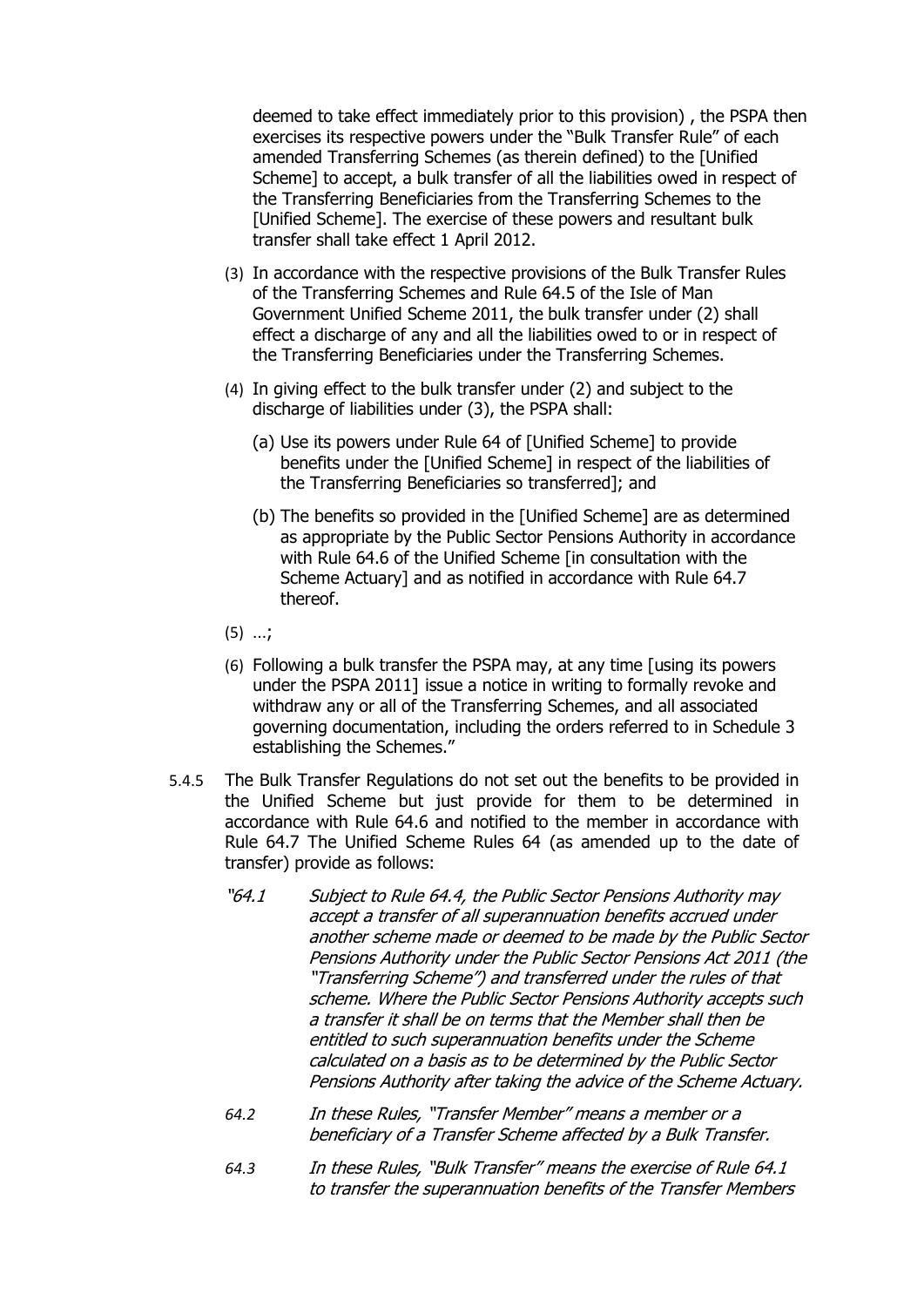deemed to take effect immediately prior to this provision) , the PSPA then exercises its respective powers under the "Bulk Transfer Rule" of each amended Transferring Schemes (as therein defined) to the [Unified Scheme] to accept, a bulk transfer of all the liabilities owed in respect of the Transferring Beneficiaries from the Transferring Schemes to the [Unified Scheme]. The exercise of these powers and resultant bulk transfer shall take effect 1 April 2012.

(3) In accordance with the respective provisions of the Bulk Transfer Rules of the Transferring Schemes and Rule 64.5 of the Isle of Man Government Unified Scheme 2011, the bulk transfer under (2) shall effect a discharge of any and all the liabilities owed to or in respect of the Transferring Beneficiaries under the Transferring Schemes.

(4) In giving effect to the bulk transfer under (2) and subject to the discharge of liabilities under (3), the PSPA shall:

(a) Use its powers under Rule 64 of [Unified Scheme] to provide benefits under the [Unified Scheme] in respect of the liabilities of the Transferring Beneficiaries so transferred]; and

(b) The benefits so provided in the [Unified Scheme] are as determined as appropriate by the Public Sector Pensions Authority in accordance with Rule 64.6 of the Unified Scheme [in consultation with the Scheme Actuary] and as notified in accordance with Rule 64.7 thereof.

(5) …;

(6) Following a bulk transfer the PSPA may, at any time [using its powers under the PSPA 2011] issue a notice in writing to formally revoke and withdraw any or all of the Transferring Schemes, and all associated governing documentation, including the orders referred to in Schedule 3 establishing the Schemes."

5.4.5 The Bulk Transfer Regulations do not set out the benefits to be provided in the Unified Scheme but just provide for them to be determined in accordance with Rule 64.6 and notified to the member in accordance with Rule 64.7 The Unified Scheme Rules 64 (as amended up to the date of transfer) provide as follows:

"*64.1 Subject to Rule 64.4, the Public Sector Pensions Authority may accept a transfer of all superannuation benefits accrued under another scheme made or deemed to be made by the Public Sector Pensions Authority under the Public Sector Pensions Act 2011 (the "Transferring Scheme") and transferred under the rules of that scheme. Where the Public Sector Pensions Authority accepts such a transfer it shall be on terms that the Member shall then be entitled to such superannuation benefits under the Scheme calculated on a basis as to be determined by the Public Sector Pensions Authority after taking the advice of the Scheme Actuary.*

*64.2 In these Rules, "Transfer Member" means a member or a beneficiary of a Transfer Scheme affected by a Bulk Transfer.*

*64.3 In these Rules, "Bulk Transfer" means the exercise of Rule 64.1 to transfer the superannuation benefits of the Transfer Members*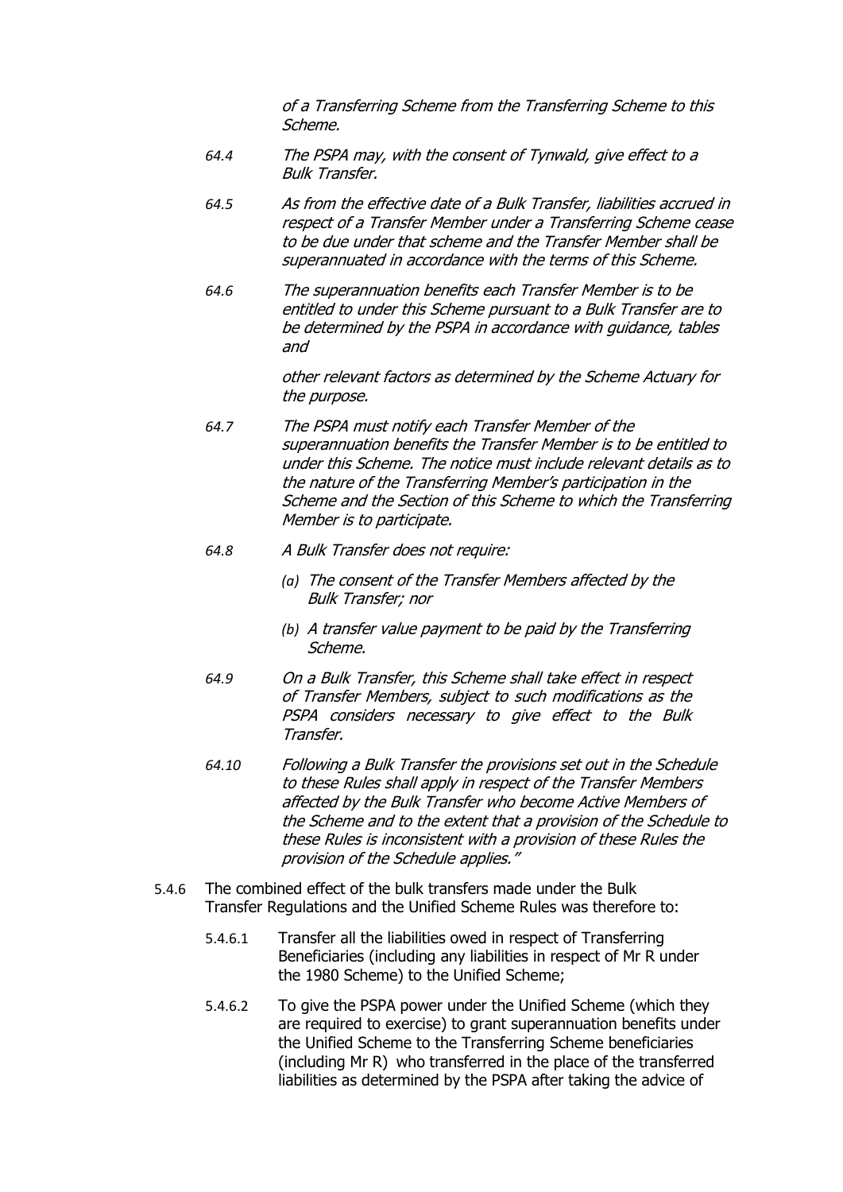*of a Transferring Scheme from the Transferring Scheme to this Scheme.*

64.4 *The PSPA may, with the consent of Tynwald, give effect to a Bulk Transfer.*

64.5 *As from the effective date of a Bulk Transfer, liabilities accrued in respect of a Transfer Member under a Transferring Scheme cease to be due under that scheme and the Transfer Member shall be superannuated in accordance with the terms of this Scheme.*

64.6 *The superannuation benefits each Transfer Member is to be entitled to under this Scheme pursuant to a Bulk Transfer are to be determined by the PSPA in accordance with guidance, tables and*

*other relevant factors as determined by the Scheme Actuary for the purpose.*

64.7 *The PSPA must notify each Transfer Member of the superannuation benefits the Transfer Member is to be entitled to under this Scheme. The notice must include relevant details as to the nature of the Transferring Member's participation in the Scheme and the Section of this Scheme to which the Transferring Member is to participate.*

64.8 *A Bulk Transfer does not require:*

- (a) *The consent of the Transfer Members affected by the Bulk Transfer; nor*
- (b) *A transfer value payment to be paid by the Transferring Scheme.*

64.9 *On a Bulk Transfer, this Scheme shall take effect in respect of Transfer Members, subject to such modifications as the PSPA considers necessary to give effect to the Bulk Transfer.*

64.10 *Following a Bulk Transfer the provisions set out in the Schedule to these Rules shall apply in respect of the Transfer Members affected by the Bulk Transfer who become Active Members of the Scheme and to the extent that a provision of the Schedule to these Rules is inconsistent with a provision of these Rules the provision of the Schedule applies."*

5.4.6 The combined effect of the bulk transfers made under the Bulk Transfer Regulations and the Unified Scheme Rules was therefore to:

5.4.6.1 Transfer all the liabilities owed in respect of Transferring Beneficiaries (including any liabilities in respect of Mr R under the 1980 Scheme) to the Unified Scheme;

5.4.6.2 To give the PSPA power under the Unified Scheme (which they are required to exercise) to grant superannuation benefits under the Unified Scheme to the Transferring Scheme beneficiaries (including Mr R) who transferred in the place of the transferred liabilities as determined by the PSPA after taking the advice of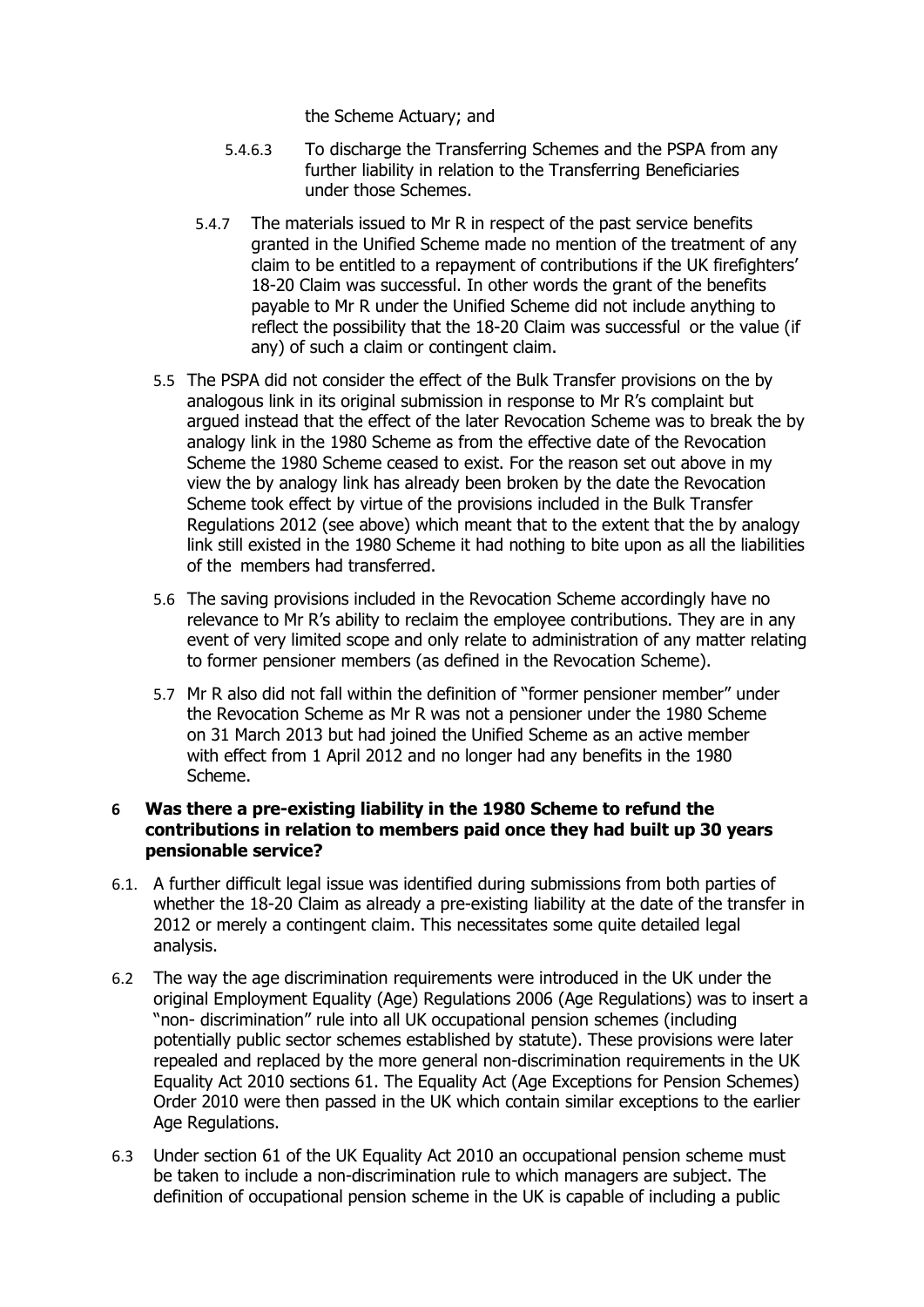the Scheme Actuary; and

5.4.6.3 To discharge the Transferring Schemes and the PSPA from any further liability in relation to the Transferring Beneficiaries under those Schemes.

5.4.7 The materials issued to Mr R in respect of the past service benefits granted in the Unified Scheme made no mention of the treatment of any claim to be entitled to a repayment of contributions if the UK firefighters' 18-20 Claim was successful. In other words the grant of the benefits payable to Mr R under the Unified Scheme did not include anything to reflect the possibility that the 18-20 Claim was successful or the value (if any) of such a claim or contingent claim.

5.5 The PSPA did not consider the effect of the Bulk Transfer provisions on the by analogous link in its original submission in response to Mr R's complaint but argued instead that the effect of the later Revocation Scheme was to break the by analogy link in the 1980 Scheme as from the effective date of the Revocation Scheme the 1980 Scheme ceased to exist. For the reason set out above in my view the by analogy link has already been broken by the date the Revocation Scheme took effect by virtue of the provisions included in the Bulk Transfer Regulations 2012 (see above) which meant that to the extent that the by analogy link still existed in the 1980 Scheme it had nothing to bite upon as all the liabilities of the members had transferred.

5.6 The saving provisions included in the Revocation Scheme accordingly have no relevance to Mr R's ability to reclaim the employee contributions. They are in any event of very limited scope and only relate to administration of any matter relating to former pensioner members (as defined in the Revocation Scheme).

5.7 Mr R also did not fall within the definition of "former pensioner member" under the Revocation Scheme as Mr R was not a pensioner under the 1980 Scheme on 31 March 2013 but had joined the Unified Scheme as an active member with effect from 1 April 2012 and no longer had any benefits in the 1980 Scheme.

## 6 Was there a pre-existing liability in the 1980 Scheme to refund the contributions in relation to members paid once they had built up 30 years pensionable service?

6.1. A further difficult legal issue was identified during submissions from both parties of whether the 18-20 Claim as already a pre-existing liability at the date of the transfer in 2012 or merely a contingent claim. This necessitates some quite detailed legal analysis.

6.2 The way the age discrimination requirements were introduced in the UK under the original Employment Equality (Age) Regulations 2006 (Age Regulations) was to insert a "non- discrimination" rule into all UK occupational pension schemes (including potentially public sector schemes established by statute). These provisions were later repealed and replaced by the more general non-discrimination requirements in the UK Equality Act 2010 sections 61. The Equality Act (Age Exceptions for Pension Schemes) Order 2010 were then passed in the UK which contain similar exceptions to the earlier Age Regulations.

6.3 Under section 61 of the UK Equality Act 2010 an occupational pension scheme must be taken to include a non-discrimination rule to which managers are subject. The definition of occupational pension scheme in the UK is capable of including a public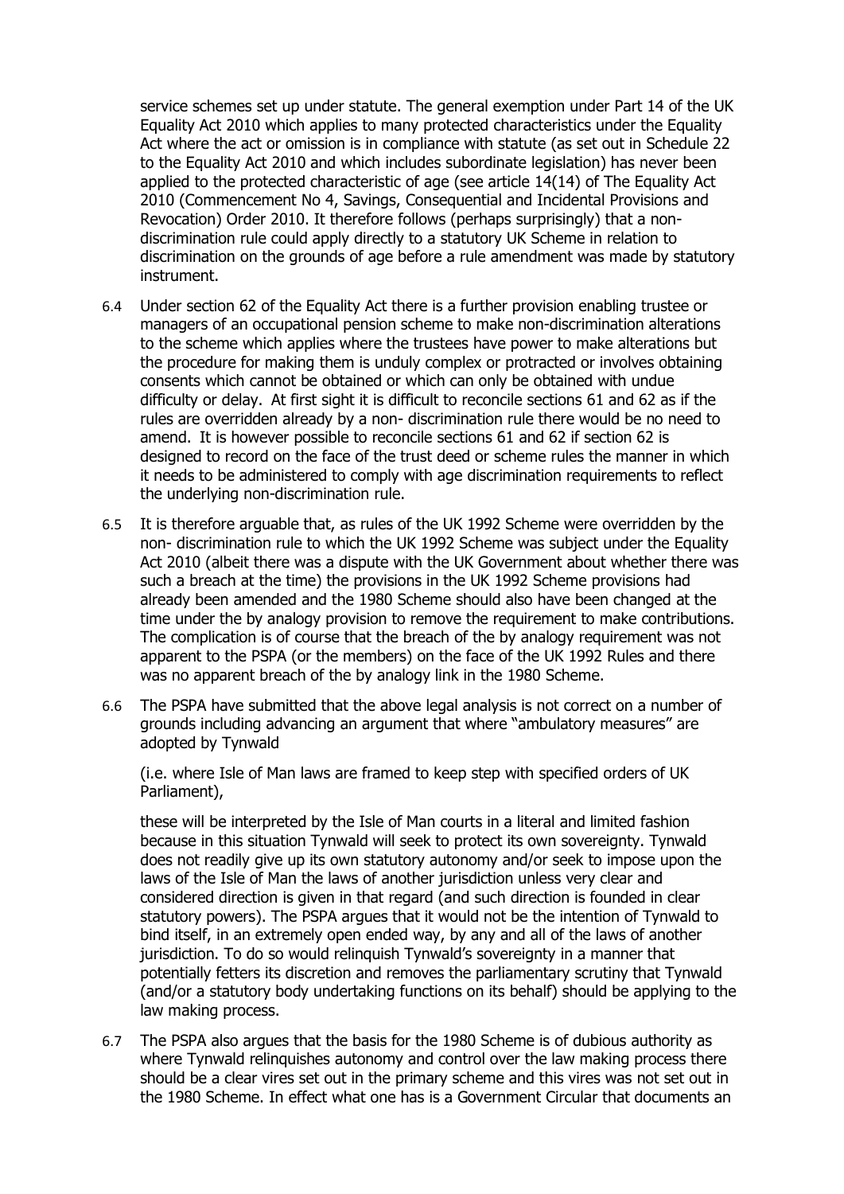service schemes set up under statute. The general exemption under Part 14 of the UK Equality Act 2010 which applies to many protected characteristics under the Equality Act where the act or omission is in compliance with statute (as set out in Schedule 22 to the Equality Act 2010 and which includes subordinate legislation) has never been applied to the protected characteristic of age (see article 14(14) of The Equality Act 2010 (Commencement No 4, Savings, Consequential and Incidental Provisions and Revocation) Order 2010. It therefore follows (perhaps surprisingly) that a non-discrimination rule could apply directly to a statutory UK Scheme in relation to discrimination on the grounds of age before a rule amendment was made by statutory instrument.

6.4 Under section 62 of the Equality Act there is a further provision enabling trustee or managers of an occupational pension scheme to make non-discrimination alterations to the scheme which applies where the trustees have power to make alterations but the procedure for making them is unduly complex or protracted or involves obtaining consents which cannot be obtained or which can only be obtained with undue difficulty or delay. At first sight it is difficult to reconcile sections 61 and 62 as if the rules are overridden already by a non- discrimination rule there would be no need to amend. It is however possible to reconcile sections 61 and 62 if section 62 is designed to record on the face of the trust deed or scheme rules the manner in which it needs to be administered to comply with age discrimination requirements to reflect the underlying non-discrimination rule.

6.5 It is therefore arguable that, as rules of the UK 1992 Scheme were overridden by the non- discrimination rule to which the UK 1992 Scheme was subject under the Equality Act 2010 (albeit there was a dispute with the UK Government about whether there was such a breach at the time) the provisions in the UK 1992 Scheme provisions had already been amended and the 1980 Scheme should also have been changed at the time under the by analogy provision to remove the requirement to make contributions. The complication is of course that the breach of the by analogy requirement was not apparent to the PSPA (or the members) on the face of the UK 1992 Rules and there was no apparent breach of the by analogy link in the 1980 Scheme.

6.6 The PSPA have submitted that the above legal analysis is not correct on a number of grounds including advancing an argument that where "ambulatory measures" are adopted by Tynwald

(i.e. where Isle of Man laws are framed to keep step with specified orders of UK Parliament),

these will be interpreted by the Isle of Man courts in a literal and limited fashion because in this situation Tynwald will seek to protect its own sovereignty. Tynwald does not readily give up its own statutory autonomy and/or seek to impose upon the laws of the Isle of Man the laws of another jurisdiction unless very clear and considered direction is given in that regard (and such direction is founded in clear statutory powers). The PSPA argues that it would not be the intention of Tynwald to bind itself, in an extremely open ended way, by any and all of the laws of another jurisdiction. To do so would relinquish Tynwald's sovereignty in a manner that potentially fetters its discretion and removes the parliamentary scrutiny that Tynwald (and/or a statutory body undertaking functions on its behalf) should be applying to the law making process.

6.7 The PSPA also argues that the basis for the 1980 Scheme is of dubious authority as where Tynwald relinquishes autonomy and control over the law making process there should be a clear vires set out in the primary scheme and this vires was not set out in the 1980 Scheme. In effect what one has is a Government Circular that documents an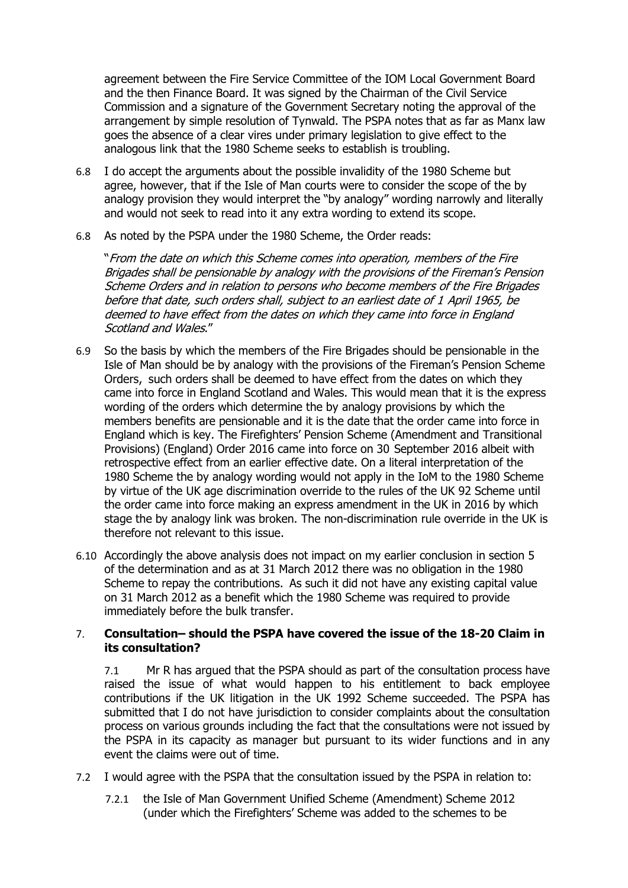agreement between the Fire Service Committee of the IOM Local Government Board and the then Finance Board. It was signed by the Chairman of the Civil Service Commission and a signature of the Government Secretary noting the approval of the arrangement by simple resolution of Tynwald. The PSPA notes that as far as Manx law goes the absence of a clear vires under primary legislation to give effect to the analogous link that the 1980 Scheme seeks to establish is troubling.

6.8 I do accept the arguments about the possible invalidity of the 1980 Scheme but agree, however, that if the Isle of Man courts were to consider the scope of the by analogy provision they would interpret the "by analogy" wording narrowly and literally and would not seek to read into it any extra wording to extend its scope.

6.8 As noted by the PSPA under the 1980 Scheme, the Order reads:

"*From the date on which this Scheme comes into operation, members of the Fire Brigades shall be pensionable by analogy with the provisions of the Fireman's Pension Scheme Orders and in relation to persons who become members of the Fire Brigades before that date, such orders shall, subject to an earliest date of 1 April 1965, be deemed to have effect from the dates on which they came into force in England Scotland and Wales.*"

6.9 So the basis by which the members of the Fire Brigades should be pensionable in the Isle of Man should be by analogy with the provisions of the Fireman's Pension Scheme Orders, such orders shall be deemed to have effect from the dates on which they came into force in England Scotland and Wales. This would mean that it is the express wording of the orders which determine the by analogy provisions by which the members benefits are pensionable and it is the date that the order came into force in England which is key. The Firefighters' Pension Scheme (Amendment and Transitional Provisions) (England) Order 2016 came into force on 30 September 2016 albeit with retrospective effect from an earlier effective date. On a literal interpretation of the 1980 Scheme the by analogy wording would not apply in the IoM to the 1980 Scheme by virtue of the UK age discrimination override to the rules of the UK 92 Scheme until the order came into force making an express amendment in the UK in 2016 by which stage the by analogy link was broken. The non-discrimination rule override in the UK is therefore not relevant to this issue.

6.10 Accordingly the above analysis does not impact on my earlier conclusion in section 5 of the determination and as at 31 March 2012 there was no obligation in the 1980 Scheme to repay the contributions. As such it did not have any existing capital value on 31 March 2012 as a benefit which the 1980 Scheme was required to provide immediately before the bulk transfer.

## 7. Consultation– should the PSPA have covered the issue of the 18-20 Claim in its consultation?

7.1 Mr R has argued that the PSPA should as part of the consultation process have raised the issue of what would happen to his entitlement to back employee contributions if the UK litigation in the UK 1992 Scheme succeeded. The PSPA has submitted that I do not have jurisdiction to consider complaints about the consultation process on various grounds including the fact that the consultations were not issued by the PSPA in its capacity as manager but pursuant to its wider functions and in any event the claims were out of time.

7.2 I would agree with the PSPA that the consultation issued by the PSPA in relation to:

7.2.1 the Isle of Man Government Unified Scheme (Amendment) Scheme 2012 (under which the Firefighters' Scheme was added to the schemes to be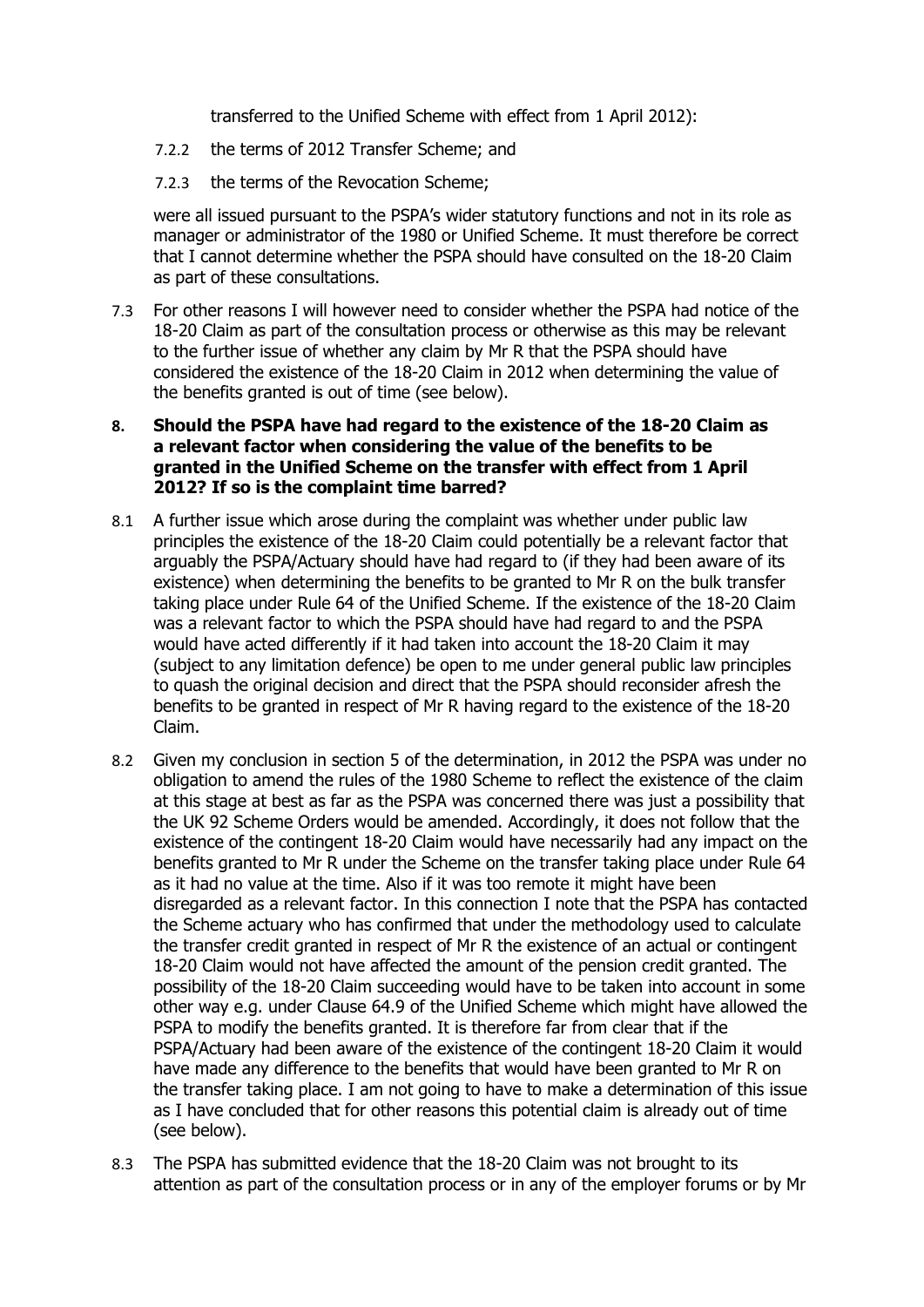transferred to the Unified Scheme with effect from 1 April 2012):

7.2.2 the terms of 2012 Transfer Scheme; and

7.2.3 the terms of the Revocation Scheme;

were all issued pursuant to the PSPA's wider statutory functions and not in its role as manager or administrator of the 1980 or Unified Scheme. It must therefore be correct that I cannot determine whether the PSPA should have consulted on the 18-20 Claim as part of these consultations.

7.3 For other reasons I will however need to consider whether the PSPA had notice of the 18-20 Claim as part of the consultation process or otherwise as this may be relevant to the further issue of whether any claim by Mr R that the PSPA should have considered the existence of the 18-20 Claim in 2012 when determining the value of the benefits granted is out of time (see below).

**8. Should the PSPA have had regard to the existence of the 18-20 Claim as a relevant factor when considering the value of the benefits to be granted in the Unified Scheme on the transfer with effect from 1 April 2012? If so is the complaint time barred?**

8.1 A further issue which arose during the complaint was whether under public law principles the existence of the 18-20 Claim could potentially be a relevant factor that arguably the PSPA/Actuary should have had regard to (if they had been aware of its existence) when determining the benefits to be granted to Mr R on the bulk transfer taking place under Rule 64 of the Unified Scheme. If the existence of the 18-20 Claim was a relevant factor to which the PSPA should have had regard to and the PSPA would have acted differently if it had taken into account the 18-20 Claim it may (subject to any limitation defence) be open to me under general public law principles to quash the original decision and direct that the PSPA should reconsider afresh the benefits to be granted in respect of Mr R having regard to the existence of the 18-20 Claim.

8.2 Given my conclusion in section 5 of the determination, in 2012 the PSPA was under no obligation to amend the rules of the 1980 Scheme to reflect the existence of the claim at this stage at best as far as the PSPA was concerned there was just a possibility that the UK 92 Scheme Orders would be amended. Accordingly, it does not follow that the existence of the contingent 18-20 Claim would have necessarily had any impact on the benefits granted to Mr R under the Scheme on the transfer taking place under Rule 64 as it had no value at the time. Also if it was too remote it might have been disregarded as a relevant factor. In this connection I note that the PSPA has contacted the Scheme actuary who has confirmed that under the methodology used to calculate the transfer credit granted in respect of Mr R the existence of an actual or contingent 18-20 Claim would not have affected the amount of the pension credit granted. The possibility of the 18-20 Claim succeeding would have to be taken into account in some other way e.g. under Clause 64.9 of the Unified Scheme which might have allowed the PSPA to modify the benefits granted. It is therefore far from clear that if the PSPA/Actuary had been aware of the existence of the contingent 18-20 Claim it would have made any difference to the benefits that would have been granted to Mr R on the transfer taking place. I am not going to have to make a determination of this issue as I have concluded that for other reasons this potential claim is already out of time (see below).

8.3 The PSPA has submitted evidence that the 18-20 Claim was not brought to its attention as part of the consultation process or in any of the employer forums or by Mr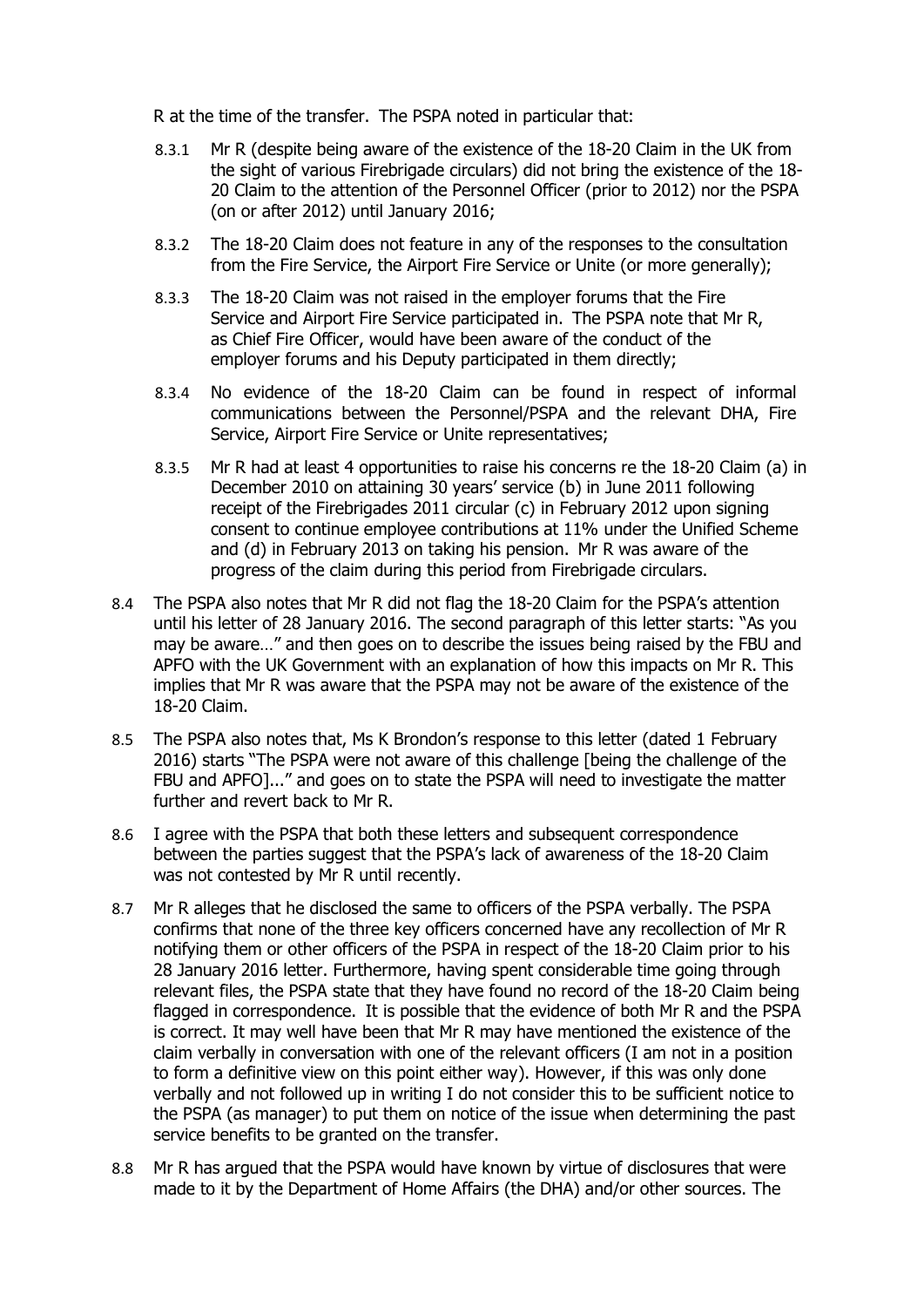R at the time of the transfer. The PSPA noted in particular that:

8.3.1 Mr R (despite being aware of the existence of the 18-20 Claim in the UK from the sight of various Firebrigade circulars) did not bring the existence of the 18-20 Claim to the attention of the Personnel Officer (prior to 2012) nor the PSPA (on or after 2012) until January 2016;

8.3.2 The 18-20 Claim does not feature in any of the responses to the consultation from the Fire Service, the Airport Fire Service or Unite (or more generally);

8.3.3 The 18-20 Claim was not raised in the employer forums that the Fire Service and Airport Fire Service participated in. The PSPA note that Mr R, as Chief Fire Officer, would have been aware of the conduct of the employer forums and his Deputy participated in them directly;

8.3.4 No evidence of the 18-20 Claim can be found in respect of informal communications between the Personnel/PSPA and the relevant DHA, Fire Service, Airport Fire Service or Unite representatives;

8.3.5 Mr R had at least 4 opportunities to raise his concerns re the 18-20 Claim (a) in December 2010 on attaining 30 years' service (b) in June 2011 following receipt of the Firebrigades 2011 circular (c) in February 2012 upon signing consent to continue employee contributions at 11% under the Unified Scheme and (d) in February 2013 on taking his pension. Mr R was aware of the progress of the claim during this period from Firebrigade circulars.

8.4 The PSPA also notes that Mr R did not flag the 18-20 Claim for the PSPA's attention until his letter of 28 January 2016. The second paragraph of this letter starts: "As you may be aware…" and then goes on to describe the issues being raised by the FBU and APFO with the UK Government with an explanation of how this impacts on Mr R. This implies that Mr R was aware that the PSPA may not be aware of the existence of the 18-20 Claim.

8.5 The PSPA also notes that, Ms K Brondon's response to this letter (dated 1 February 2016) starts "The PSPA were not aware of this challenge [being the challenge of the FBU and APFO]..." and goes on to state the PSPA will need to investigate the matter further and revert back to Mr R.

8.6 I agree with the PSPA that both these letters and subsequent correspondence between the parties suggest that the PSPA's lack of awareness of the 18-20 Claim was not contested by Mr R until recently.

8.7 Mr R alleges that he disclosed the same to officers of the PSPA verbally. The PSPA confirms that none of the three key officers concerned have any recollection of Mr R notifying them or other officers of the PSPA in respect of the 18-20 Claim prior to his 28 January 2016 letter. Furthermore, having spent considerable time going through relevant files, the PSPA state that they have found no record of the 18-20 Claim being flagged in correspondence. It is possible that the evidence of both Mr R and the PSPA is correct. It may well have been that Mr R may have mentioned the existence of the claim verbally in conversation with one of the relevant officers (I am not in a position to form a definitive view on this point either way). However, if this was only done verbally and not followed up in writing I do not consider this to be sufficient notice to the PSPA (as manager) to put them on notice of the issue when determining the past service benefits to be granted on the transfer.

8.8 Mr R has argued that the PSPA would have known by virtue of disclosures that were made to it by the Department of Home Affairs (the DHA) and/or other sources. The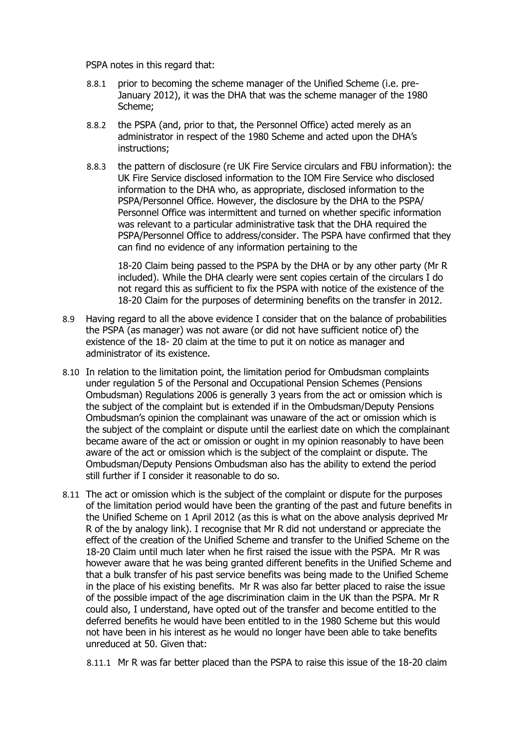PSPA notes in this regard that:

8.8.1 prior to becoming the scheme manager of the Unified Scheme (i.e. pre-January 2012), it was the DHA that was the scheme manager of the 1980 Scheme;

8.8.2 the PSPA (and, prior to that, the Personnel Office) acted merely as an administrator in respect of the 1980 Scheme and acted upon the DHA's instructions;

8.8.3 the pattern of disclosure (re UK Fire Service circulars and FBU information): the UK Fire Service disclosed information to the IOM Fire Service who disclosed information to the DHA who, as appropriate, disclosed information to the PSPA/Personnel Office. However, the disclosure by the DHA to the PSPA/ Personnel Office was intermittent and turned on whether specific information was relevant to a particular administrative task that the DHA required the PSPA/Personnel Office to address/consider. The PSPA have confirmed that they can find no evidence of any information pertaining to the

18-20 Claim being passed to the PSPA by the DHA or by any other party (Mr R included). While the DHA clearly were sent copies certain of the circulars I do not regard this as sufficient to fix the PSPA with notice of the existence of the 18-20 Claim for the purposes of determining benefits on the transfer in 2012.

8.9 Having regard to all the above evidence I consider that on the balance of probabilities the PSPA (as manager) was not aware (or did not have sufficient notice of) the existence of the 18- 20 claim at the time to put it on notice as manager and administrator of its existence.

8.10 In relation to the limitation point, the limitation period for Ombudsman complaints under regulation 5 of the Personal and Occupational Pension Schemes (Pensions Ombudsman) Regulations 2006 is generally 3 years from the act or omission which is the subject of the complaint but is extended if in the Ombudsman/Deputy Pensions Ombudsman's opinion the complainant was unaware of the act or omission which is the subject of the complaint or dispute until the earliest date on which the complainant became aware of the act or omission or ought in my opinion reasonably to have been aware of the act or omission which is the subject of the complaint or dispute. The Ombudsman/Deputy Pensions Ombudsman also has the ability to extend the period still further if I consider it reasonable to do so.

8.11 The act or omission which is the subject of the complaint or dispute for the purposes of the limitation period would have been the granting of the past and future benefits in the Unified Scheme on 1 April 2012 (as this is what on the above analysis deprived Mr R of the by analogy link). I recognise that Mr R did not understand or appreciate the effect of the creation of the Unified Scheme and transfer to the Unified Scheme on the 18-20 Claim until much later when he first raised the issue with the PSPA. Mr R was however aware that he was being granted different benefits in the Unified Scheme and that a bulk transfer of his past service benefits was being made to the Unified Scheme in the place of his existing benefits. Mr R was also far better placed to raise the issue of the possible impact of the age discrimination claim in the UK than the PSPA. Mr R could also, I understand, have opted out of the transfer and become entitled to the deferred benefits he would have been entitled to in the 1980 Scheme but this would not have been in his interest as he would no longer have been able to take benefits unreduced at 50. Given that:

8.11.1 Mr R was far better placed than the PSPA to raise this issue of the 18-20 claim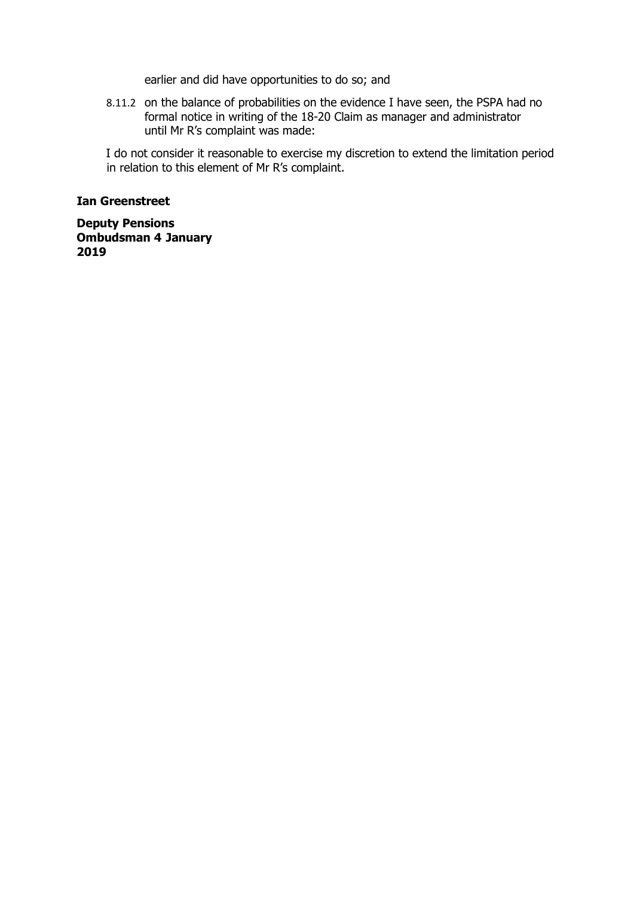earlier and did have opportunities to do so; and

8.11.2 on the balance of probabilities on the evidence I have seen, the PSPA had no formal notice in writing of the 18-20 Claim as manager and administrator until Mr R's complaint was made:

I do not consider it reasonable to exercise my discretion to extend the limitation period in relation to this element of Mr R's complaint.

**Ian Greenstreet**

**Deputy Pensions Ombudsman 4 January 2019**